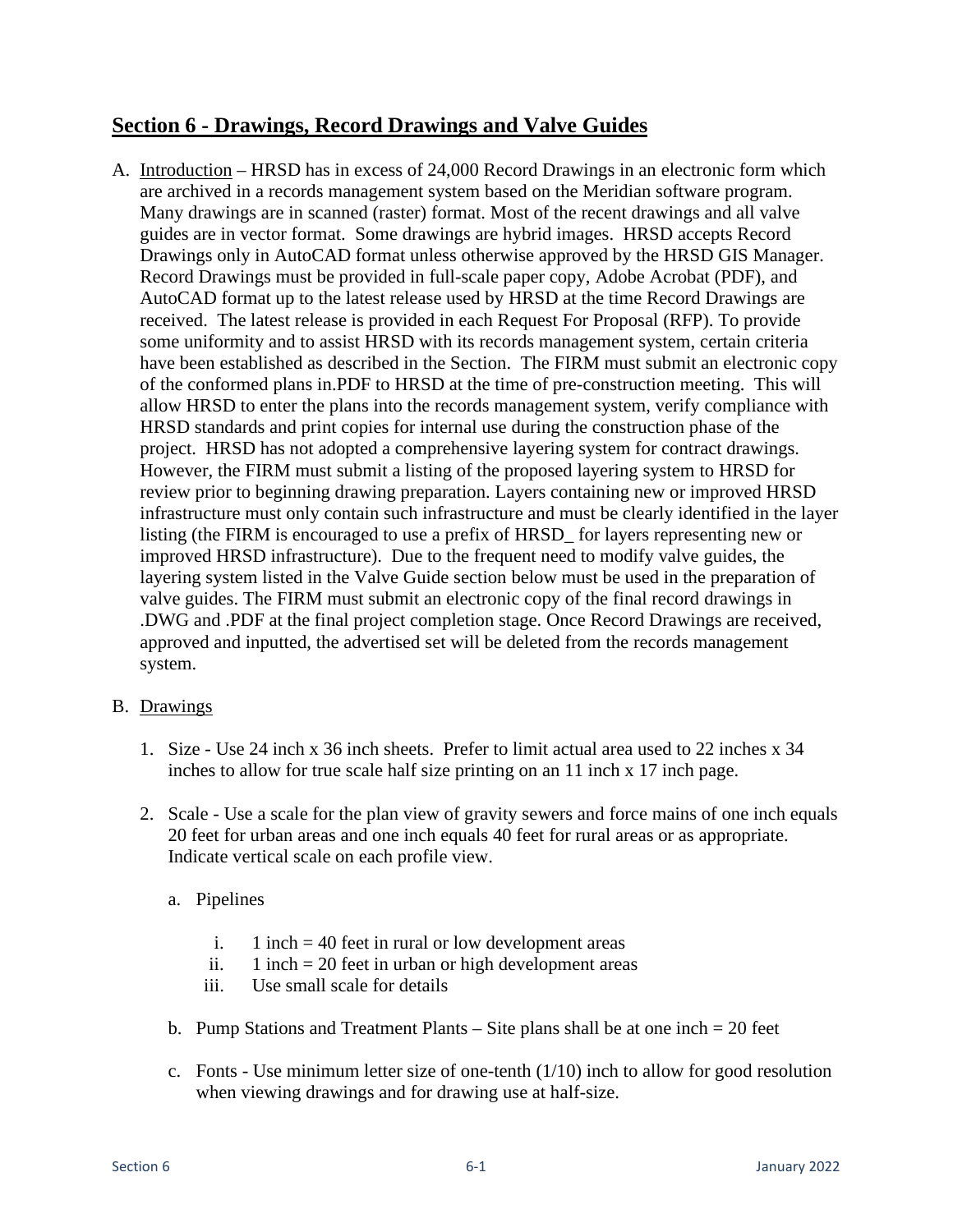## Section 6 - Drawings, Record Drawings and Valve Guides

A. Introduction – HRSD has in excess of 24,000 Record Drawings in an electronic form which are archived in a records management system based on the Meridian software program. Many drawings are in scanned (raster) format. Most of the recent drawings and all valve guides are in vector format. Some drawings are hybrid images. HRSD accepts Record Drawings only in AutoCAD format unless otherwise approved by the HRSD GIS Manager. Record Drawings must be provided in full-scale paper copy, Adobe Acrobat (PDF), and AutoCAD format up to the latest release used by HRSD at the time Record Drawings are received. The latest release is provided in each Request For Proposal (RFP). To provide some uniformity and to assist HRSD with its records management system, certain criteria have been established as described in the Section. The FIRM must submit an electronic copy of the conformed plans in.PDF to HRSD at the time of pre-construction meeting. This will allow HRSD to enter the plans into the records management system, verify compliance with HRSD standards and print copies for internal use during the construction phase of the project. HRSD has not adopted a comprehensive layering system for contract drawings. However, the FIRM must submit a listing of the proposed layering system to HRSD for review prior to beginning drawing preparation. Layers containing new or improved HRSD infrastructure must only contain such infrastructure and must be clearly identified in the layer listing (the FIRM is encouraged to use a prefix of HRSD_ for layers representing new or improved HRSD infrastructure). Due to the frequent need to modify valve guides, the layering system listed in the Valve Guide section below must be used in the preparation of valve guides. The FIRM must submit an electronic copy of the final record drawings in .DWG and .PDF at the final project completion stage. Once Record Drawings are received, approved and inputted, the advertised set will be deleted from the records management system.

B. Drawings

1. Size - Use 24 inch x 36 inch sheets. Prefer to limit actual area used to 22 inches x 34 inches to allow for true scale half size printing on an 11 inch x 17 inch page.

2. Scale - Use a scale for the plan view of gravity sewers and force mains of one inch equals 20 feet for urban areas and one inch equals 40 feet for rural areas or as appropriate. Indicate vertical scale on each profile view.

   a. Pipelines

      i. 1 inch = 40 feet in rural or low development areas
      ii. 1 inch = 20 feet in urban or high development areas
      iii. Use small scale for details

   b. Pump Stations and Treatment Plants – Site plans shall be at one inch = 20 feet

   c. Fonts - Use minimum letter size of one-tenth (1/10) inch to allow for good resolution when viewing drawings and for drawing use at half-size.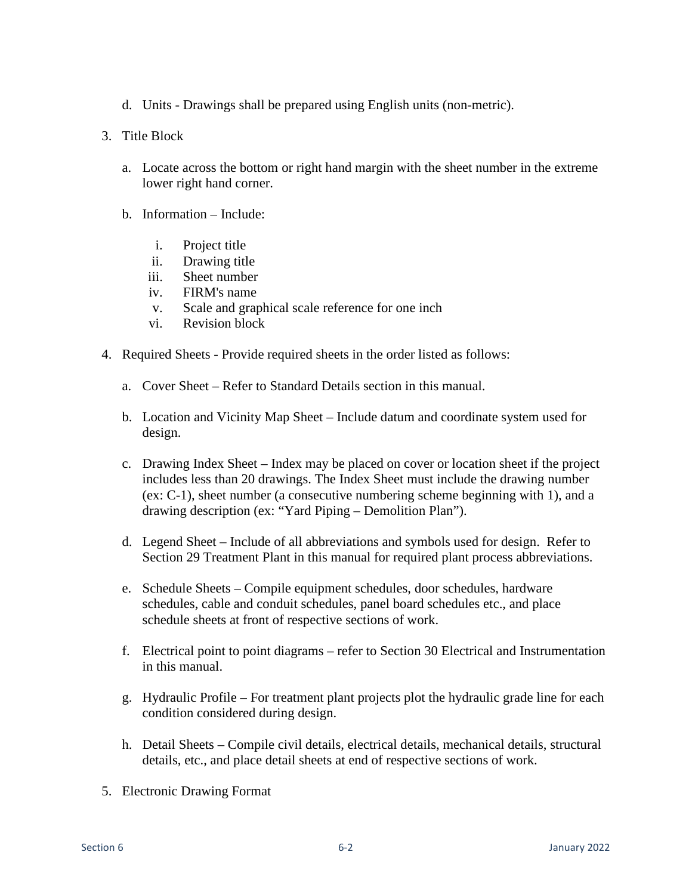d. Units - Drawings shall be prepared using English units (non-metric).

3. Title Block

   a. Locate across the bottom or right hand margin with the sheet number in the extreme lower right hand corner.

   b. Information – Include:

      i. Project title
      ii. Drawing title
      iii. Sheet number
      iv. FIRM's name
      v. Scale and graphical scale reference for one inch
      vi. Revision block

4. Required Sheets - Provide required sheets in the order listed as follows:

   a. Cover Sheet – Refer to Standard Details section in this manual.

   b. Location and Vicinity Map Sheet – Include datum and coordinate system used for design.

   c. Drawing Index Sheet – Index may be placed on cover or location sheet if the project includes less than 20 drawings. The Index Sheet must include the drawing number (ex: C-1), sheet number (a consecutive numbering scheme beginning with 1), and a drawing description (ex: "Yard Piping – Demolition Plan").

   d. Legend Sheet – Include of all abbreviations and symbols used for design. Refer to Section 29 Treatment Plant in this manual for required plant process abbreviations.

   e. Schedule Sheets – Compile equipment schedules, door schedules, hardware schedules, cable and conduit schedules, panel board schedules etc., and place schedule sheets at front of respective sections of work.

   f. Electrical point to point diagrams – refer to Section 30 Electrical and Instrumentation in this manual.

   g. Hydraulic Profile – For treatment plant projects plot the hydraulic grade line for each condition considered during design.

   h. Detail Sheets – Compile civil details, electrical details, mechanical details, structural details, etc., and place detail sheets at end of respective sections of work.

5. Electronic Drawing Format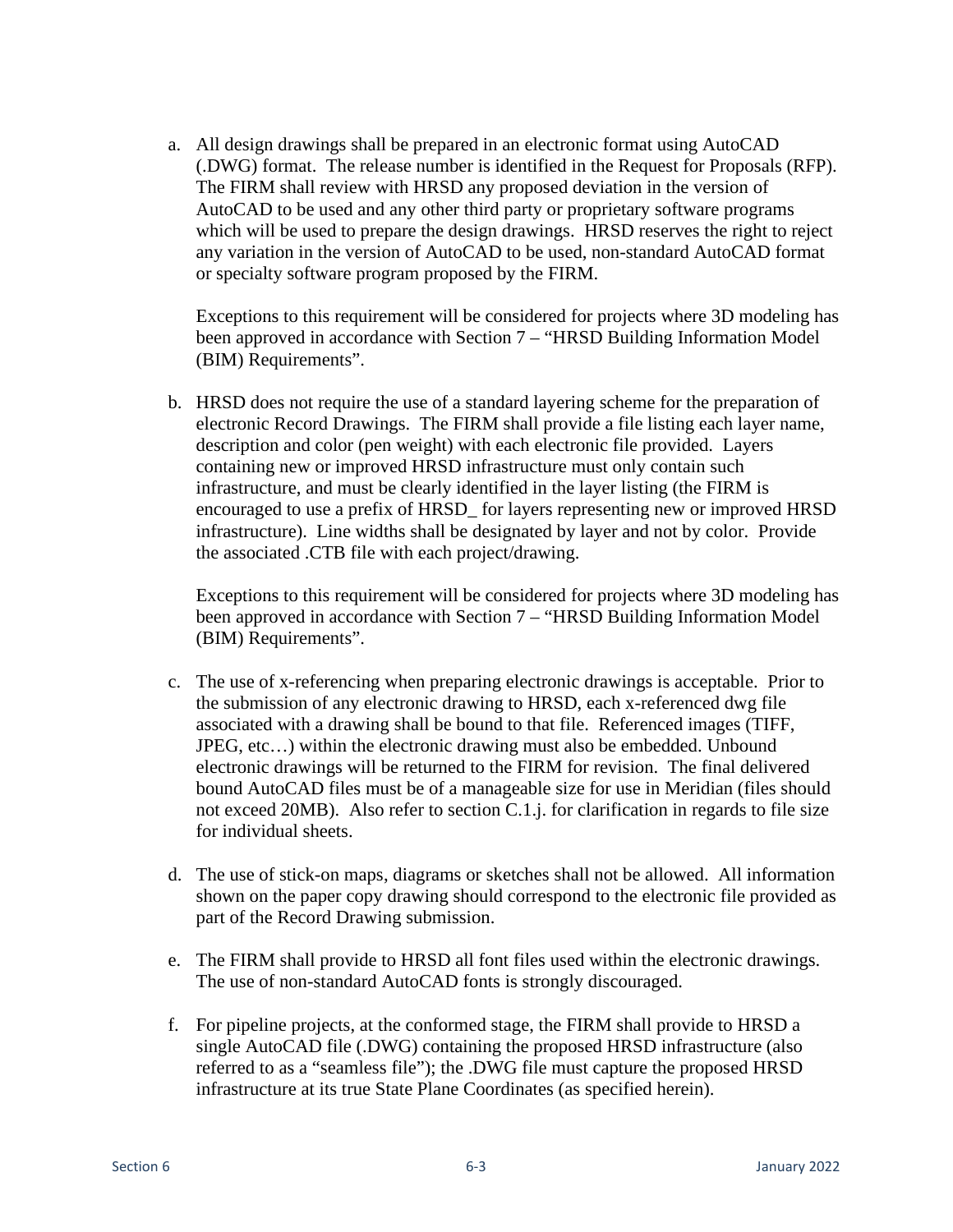a. All design drawings shall be prepared in an electronic format using AutoCAD (.DWG) format. The release number is identified in the Request for Proposals (RFP). The FIRM shall review with HRSD any proposed deviation in the version of AutoCAD to be used and any other third party or proprietary software programs which will be used to prepare the design drawings. HRSD reserves the right to reject any variation in the version of AutoCAD to be used, non-standard AutoCAD format or specialty software program proposed by the FIRM.

   Exceptions to this requirement will be considered for projects where 3D modeling has been approved in accordance with Section 7 – "HRSD Building Information Model (BIM) Requirements".

b. HRSD does not require the use of a standard layering scheme for the preparation of electronic Record Drawings. The FIRM shall provide a file listing each layer name, description and color (pen weight) with each electronic file provided. Layers containing new or improved HRSD infrastructure must only contain such infrastructure, and must be clearly identified in the layer listing (the FIRM is encouraged to use a prefix of HRSD_ for layers representing new or improved HRSD infrastructure). Line widths shall be designated by layer and not by color. Provide the associated .CTB file with each project/drawing.

   Exceptions to this requirement will be considered for projects where 3D modeling has been approved in accordance with Section 7 – "HRSD Building Information Model (BIM) Requirements".

c. The use of x-referencing when preparing electronic drawings is acceptable. Prior to the submission of any electronic drawing to HRSD, each x-referenced dwg file associated with a drawing shall be bound to that file. Referenced images (TIFF, JPEG, etc…) within the electronic drawing must also be embedded. Unbound electronic drawings will be returned to the FIRM for revision. The final delivered bound AutoCAD files must be of a manageable size for use in Meridian (files should not exceed 20MB). Also refer to section C.1.j. for clarification in regards to file size for individual sheets.

d. The use of stick-on maps, diagrams or sketches shall not be allowed. All information shown on the paper copy drawing should correspond to the electronic file provided as part of the Record Drawing submission.

e. The FIRM shall provide to HRSD all font files used within the electronic drawings. The use of non-standard AutoCAD fonts is strongly discouraged.

f. For pipeline projects, at the conformed stage, the FIRM shall provide to HRSD a single AutoCAD file (.DWG) containing the proposed HRSD infrastructure (also referred to as a "seamless file"); the .DWG file must capture the proposed HRSD infrastructure at its true State Plane Coordinates (as specified herein).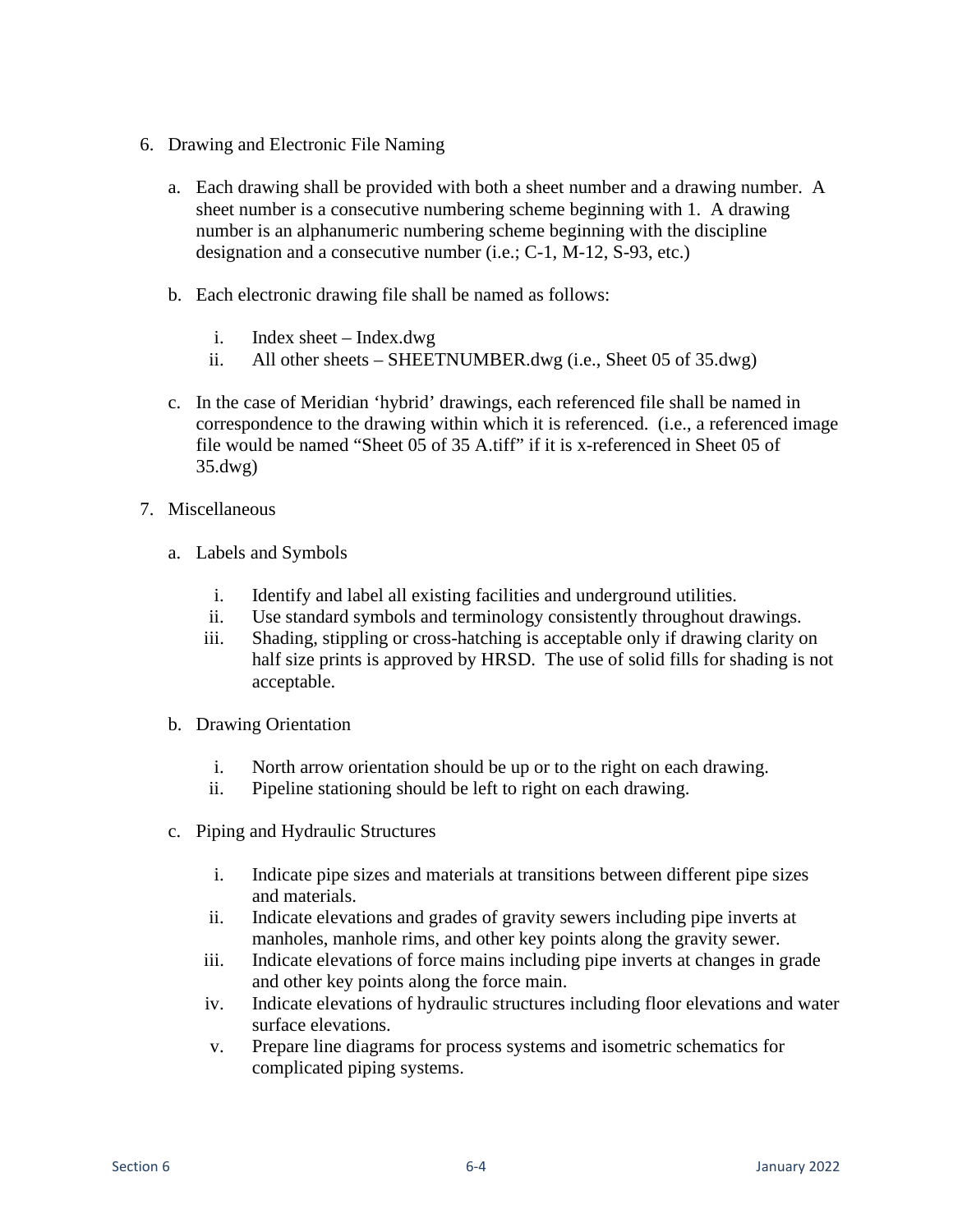6. Drawing and Electronic File Naming

   a. Each drawing shall be provided with both a sheet number and a drawing number. A sheet number is a consecutive numbering scheme beginning with 1. A drawing number is an alphanumeric numbering scheme beginning with the discipline designation and a consecutive number (i.e.; C-1, M-12, S-93, etc.)

   b. Each electronic drawing file shall be named as follows:

      i. Index sheet – Index.dwg
      ii. All other sheets – SHEETNUMBER.dwg (i.e., Sheet 05 of 35.dwg)

   c. In the case of Meridian 'hybrid' drawings, each referenced file shall be named in correspondence to the drawing within which it is referenced. (i.e., a referenced image file would be named "Sheet 05 of 35 A.tiff" if it is x-referenced in Sheet 05 of 35.dwg)

7. Miscellaneous

   a. Labels and Symbols

      i. Identify and label all existing facilities and underground utilities.
      ii. Use standard symbols and terminology consistently throughout drawings.
      iii. Shading, stippling or cross-hatching is acceptable only if drawing clarity on half size prints is approved by HRSD. The use of solid fills for shading is not acceptable.

   b. Drawing Orientation

      i. North arrow orientation should be up or to the right on each drawing.
      ii. Pipeline stationing should be left to right on each drawing.

   c. Piping and Hydraulic Structures

      i. Indicate pipe sizes and materials at transitions between different pipe sizes and materials.
      ii. Indicate elevations and grades of gravity sewers including pipe inverts at manholes, manhole rims, and other key points along the gravity sewer.
      iii. Indicate elevations of force mains including pipe inverts at changes in grade and other key points along the force main.
      iv. Indicate elevations of hydraulic structures including floor elevations and water surface elevations.
      v. Prepare line diagrams for process systems and isometric schematics for complicated piping systems.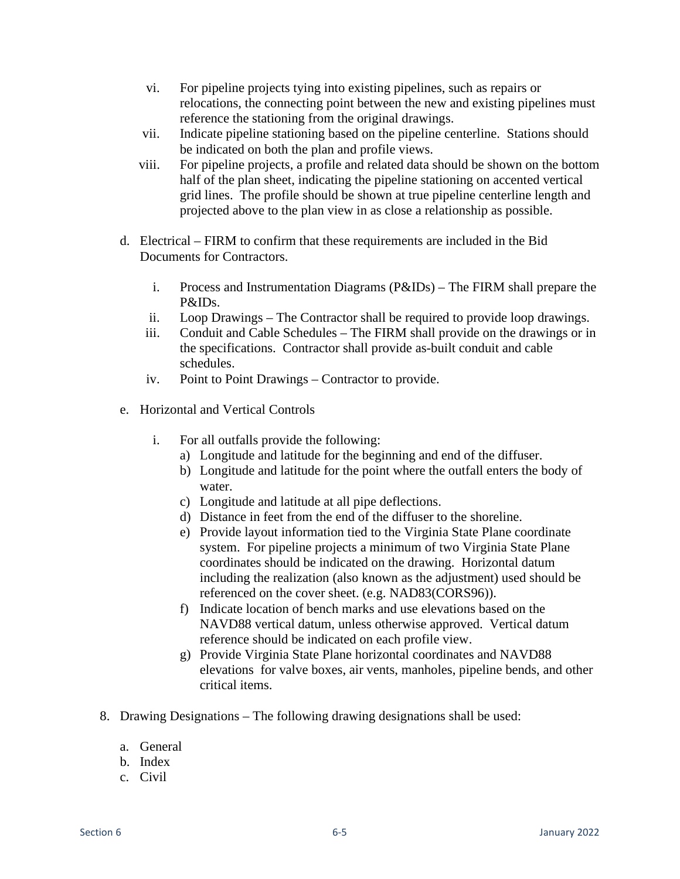vi. For pipeline projects tying into existing pipelines, such as repairs or relocations, the connecting point between the new and existing pipelines must reference the stationing from the original drawings.

vii. Indicate pipeline stationing based on the pipeline centerline. Stations should be indicated on both the plan and profile views.

viii. For pipeline projects, a profile and related data should be shown on the bottom half of the plan sheet, indicating the pipeline stationing on accented vertical grid lines. The profile should be shown at true pipeline centerline length and projected above to the plan view in as close a relationship as possible.

d. Electrical – FIRM to confirm that these requirements are included in the Bid Documents for Contractors.

   i. Process and Instrumentation Diagrams (P&IDs) – The FIRM shall prepare the P&IDs.

   ii. Loop Drawings – The Contractor shall be required to provide loop drawings.

   iii. Conduit and Cable Schedules – The FIRM shall provide on the drawings or in the specifications. Contractor shall provide as-built conduit and cable schedules.

   iv. Point to Point Drawings – Contractor to provide.

e. Horizontal and Vertical Controls

   i. For all outfalls provide the following:

      a) Longitude and latitude for the beginning and end of the diffuser.
      b) Longitude and latitude for the point where the outfall enters the body of water.
      c) Longitude and latitude at all pipe deflections.
      d) Distance in feet from the end of the diffuser to the shoreline.
      e) Provide layout information tied to the Virginia State Plane coordinate system. For pipeline projects a minimum of two Virginia State Plane coordinates should be indicated on the drawing. Horizontal datum including the realization (also known as the adjustment) used should be referenced on the cover sheet. (e.g. NAD83(CORS96)).
      f) Indicate location of bench marks and use elevations based on the NAVD88 vertical datum, unless otherwise approved. Vertical datum reference should be indicated on each profile view.
      g) Provide Virginia State Plane horizontal coordinates and NAVD88 elevations for valve boxes, air vents, manholes, pipeline bends, and other critical items.

8. Drawing Designations – The following drawing designations shall be used:

   a. General
   b. Index
   c. Civil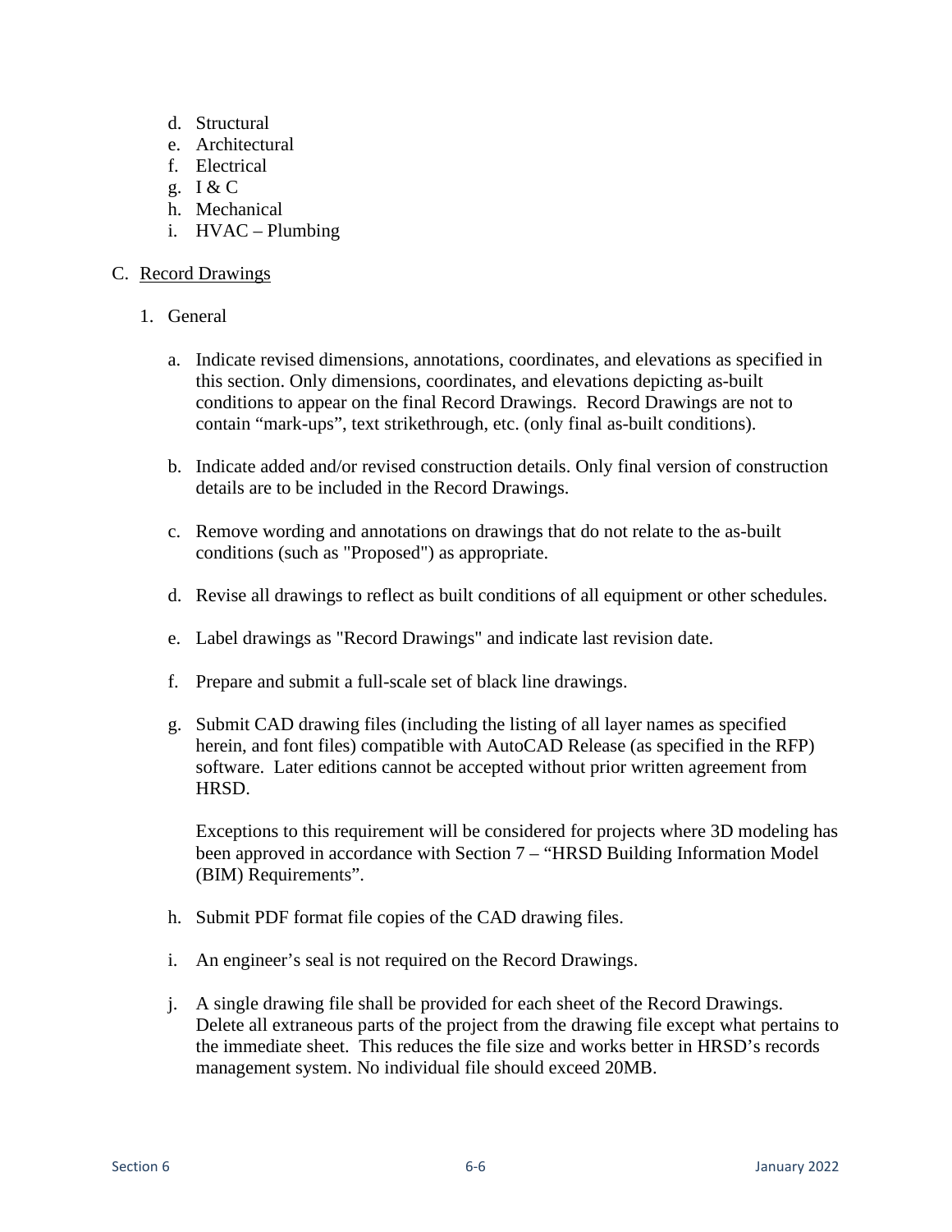d. Structural
e. Architectural
f. Electrical
g. I & C
h. Mechanical
i. HVAC – Plumbing

C. <u>Record Drawings</u>

1. General

a. Indicate revised dimensions, annotations, coordinates, and elevations as specified in this section. Only dimensions, coordinates, and elevations depicting as-built conditions to appear on the final Record Drawings. Record Drawings are not to contain "mark-ups", text strikethrough, etc. (only final as-built conditions).

b. Indicate added and/or revised construction details. Only final version of construction details are to be included in the Record Drawings.

c. Remove wording and annotations on drawings that do not relate to the as-built conditions (such as "Proposed") as appropriate.

d. Revise all drawings to reflect as built conditions of all equipment or other schedules.

e. Label drawings as "Record Drawings" and indicate last revision date.

f. Prepare and submit a full-scale set of black line drawings.

g. Submit CAD drawing files (including the listing of all layer names as specified herein, and font files) compatible with AutoCAD Release (as specified in the RFP) software. Later editions cannot be accepted without prior written agreement from HRSD.

   Exceptions to this requirement will be considered for projects where 3D modeling has been approved in accordance with Section 7 – "HRSD Building Information Model (BIM) Requirements".

h. Submit PDF format file copies of the CAD drawing files.

i. An engineer's seal is not required on the Record Drawings.

j. A single drawing file shall be provided for each sheet of the Record Drawings. Delete all extraneous parts of the project from the drawing file except what pertains to the immediate sheet. This reduces the file size and works better in HRSD's records management system. No individual file should exceed 20MB.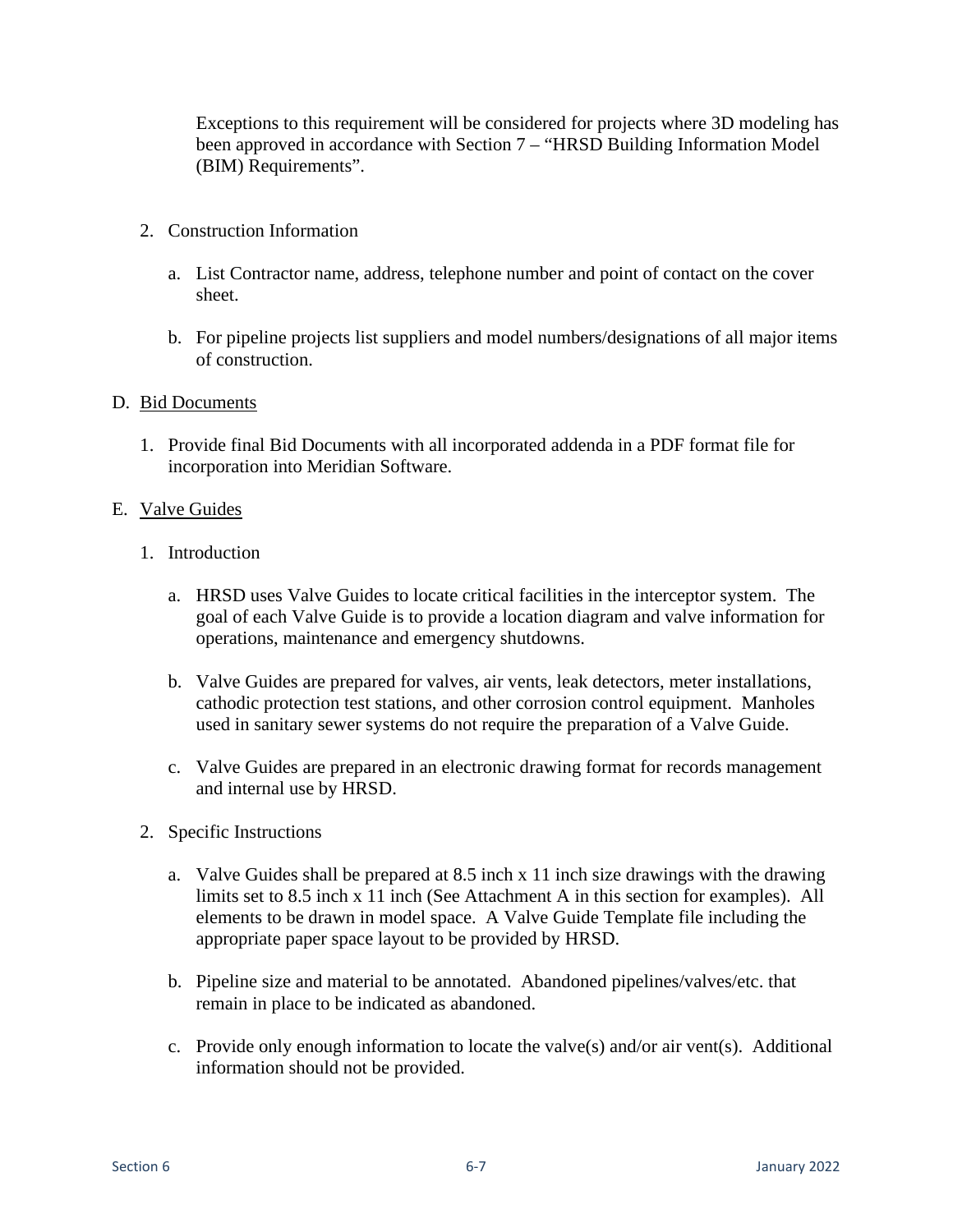Exceptions to this requirement will be considered for projects where 3D modeling has been approved in accordance with Section 7 – "HRSD Building Information Model (BIM) Requirements".

2. Construction Information

   a. List Contractor name, address, telephone number and point of contact on the cover sheet.

   b. For pipeline projects list suppliers and model numbers/designations of all major items of construction.

D. <u>Bid Documents</u>

   1. Provide final Bid Documents with all incorporated addenda in a PDF format file for incorporation into Meridian Software.

E. <u>Valve Guides</u>

   1. Introduction

      a. HRSD uses Valve Guides to locate critical facilities in the interceptor system. The goal of each Valve Guide is to provide a location diagram and valve information for operations, maintenance and emergency shutdowns.

      b. Valve Guides are prepared for valves, air vents, leak detectors, meter installations, cathodic protection test stations, and other corrosion control equipment. Manholes used in sanitary sewer systems do not require the preparation of a Valve Guide.

      c. Valve Guides are prepared in an electronic drawing format for records management and internal use by HRSD.

   2. Specific Instructions

      a. Valve Guides shall be prepared at 8.5 inch x 11 inch size drawings with the drawing limits set to 8.5 inch x 11 inch (See Attachment A in this section for examples). All elements to be drawn in model space. A Valve Guide Template file including the appropriate paper space layout to be provided by HRSD.

      b. Pipeline size and material to be annotated. Abandoned pipelines/valves/etc. that remain in place to be indicated as abandoned.

      c. Provide only enough information to locate the valve(s) and/or air vent(s). Additional information should not be provided.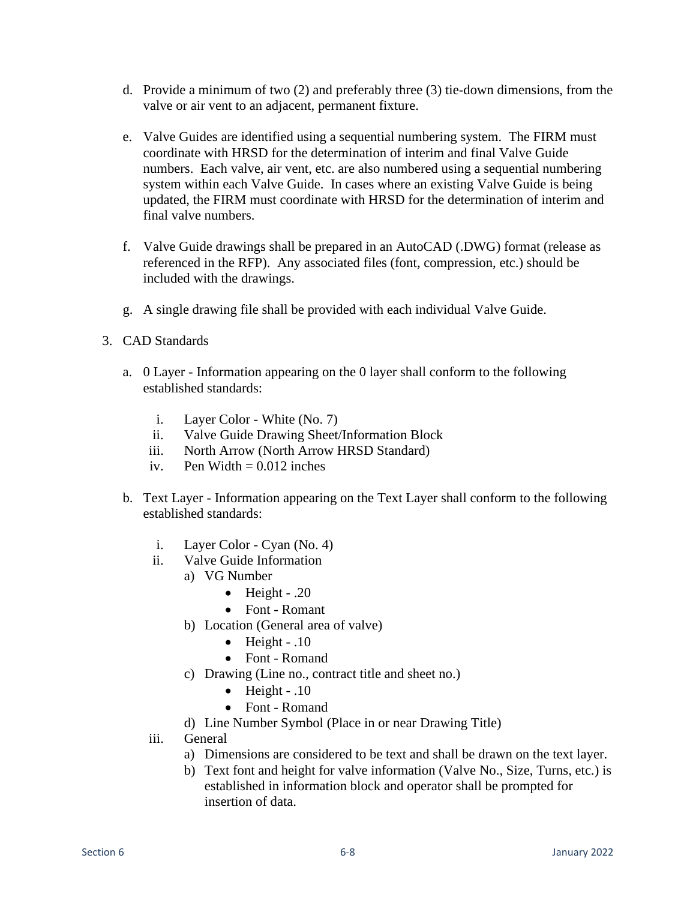d. Provide a minimum of two (2) and preferably three (3) tie-down dimensions, from the valve or air vent to an adjacent, permanent fixture.

e. Valve Guides are identified using a sequential numbering system. The FIRM must coordinate with HRSD for the determination of interim and final Valve Guide numbers. Each valve, air vent, etc. are also numbered using a sequential numbering system within each Valve Guide. In cases where an existing Valve Guide is being updated, the FIRM must coordinate with HRSD for the determination of interim and final valve numbers.

f. Valve Guide drawings shall be prepared in an AutoCAD (.DWG) format (release as referenced in the RFP). Any associated files (font, compression, etc.) should be included with the drawings.

g. A single drawing file shall be provided with each individual Valve Guide.

3. CAD Standards

   a. 0 Layer - Information appearing on the 0 layer shall conform to the following established standards:

      i. Layer Color - White (No. 7)
      ii. Valve Guide Drawing Sheet/Information Block
      iii. North Arrow (North Arrow HRSD Standard)
      iv. Pen Width = 0.012 inches

   b. Text Layer - Information appearing on the Text Layer shall conform to the following established standards:

      i. Layer Color - Cyan (No. 4)
      ii. Valve Guide Information
         a) VG Number
            - Height - .20
            - Font - Romant
         b) Location (General area of valve)
            - Height - .10
            - Font - Romand
         c) Drawing (Line no., contract title and sheet no.)
            - Height - .10
            - Font - Romand
         d) Line Number Symbol (Place in or near Drawing Title)
      iii. General
         a) Dimensions are considered to be text and shall be drawn on the text layer.
         b) Text font and height for valve information (Valve No., Size, Turns, etc.) is established in information block and operator shall be prompted for insertion of data.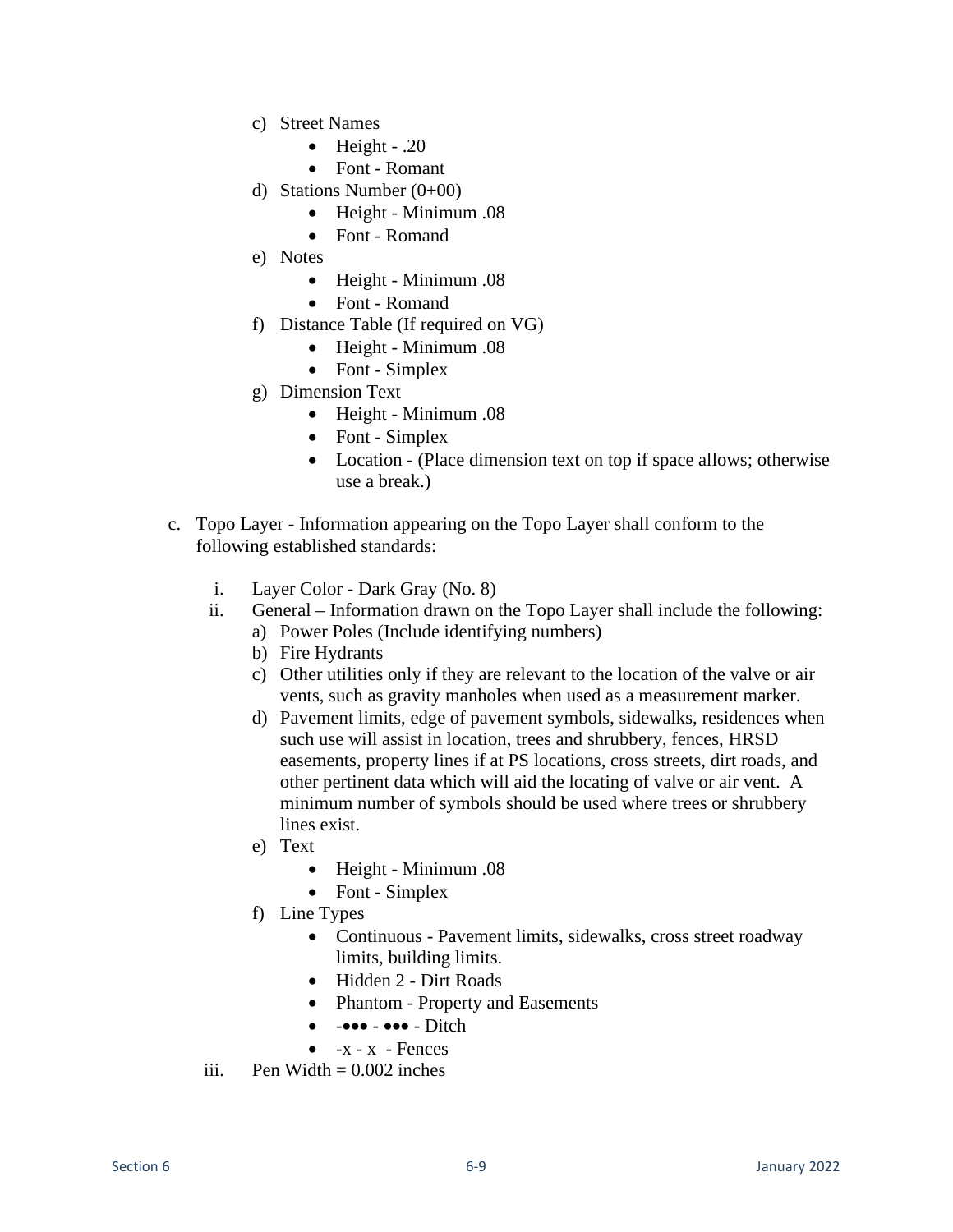c) Street Names
    - Height - .20
    - Font - Romant
d) Stations Number (0+00)
    - Height - Minimum .08
    - Font - Romand
e) Notes
    - Height - Minimum .08
    - Font - Romand
f) Distance Table (If required on VG)
    - Height - Minimum .08
    - Font - Simplex
g) Dimension Text
    - Height - Minimum .08
    - Font - Simplex
    - Location - (Place dimension text on top if space allows; otherwise use a break.)

c. Topo Layer - Information appearing on the Topo Layer shall conform to the following established standards:

   i. Layer Color - Dark Gray (No. 8)
   ii. General – Information drawn on the Topo Layer shall include the following:
      a) Power Poles (Include identifying numbers)
      b) Fire Hydrants
      c) Other utilities only if they are relevant to the location of the valve or air vents, such as gravity manholes when used as a measurement marker.
      d) Pavement limits, edge of pavement symbols, sidewalks, residences when such use will assist in location, trees and shrubbery, fences, HRSD easements, property lines if at PS locations, cross streets, dirt roads, and other pertinent data which will aid the locating of valve or air vent. A minimum number of symbols should be used where trees or shrubbery lines exist.
      e) Text
         - Height - Minimum .08
         - Font - Simplex
      f) Line Types
         - Continuous - Pavement limits, sidewalks, cross street roadway limits, building limits.
         - Hidden 2 - Dirt Roads
         - Phantom - Property and Easements
         - -●●● - ●●● - Ditch
         - -x - x - Fences
   iii. Pen Width = 0.002 inches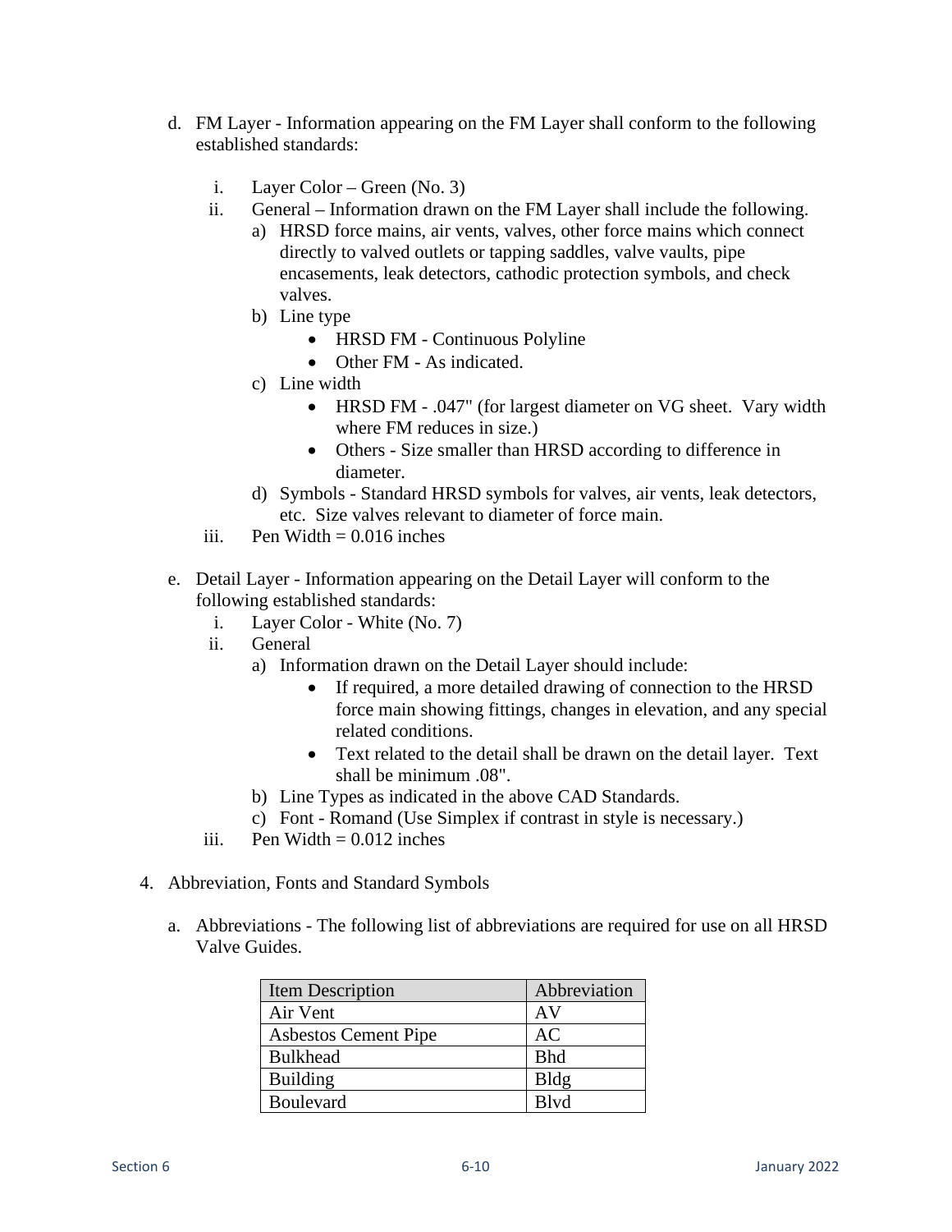d. FM Layer - Information appearing on the FM Layer shall conform to the following established standards:

   i. Layer Color – Green (No. 3)
   ii. General – Information drawn on the FM Layer shall include the following.
      a) HRSD force mains, air vents, valves, other force mains which connect directly to valved outlets or tapping saddles, valve vaults, pipe encasements, leak detectors, cathodic protection symbols, and check valves.
      b) Line type
         - HRSD FM - Continuous Polyline
         - Other FM - As indicated.
      c) Line width
         - HRSD FM - .047" (for largest diameter on VG sheet. Vary width where FM reduces in size.)
         - Others - Size smaller than HRSD according to difference in diameter.
      d) Symbols - Standard HRSD symbols for valves, air vents, leak detectors, etc. Size valves relevant to diameter of force main.
   iii. Pen Width = 0.016 inches

e. Detail Layer - Information appearing on the Detail Layer will conform to the following established standards:
   i. Layer Color - White (No. 7)
   ii. General
      a) Information drawn on the Detail Layer should include:
         - If required, a more detailed drawing of connection to the HRSD force main showing fittings, changes in elevation, and any special related conditions.
         - Text related to the detail shall be drawn on the detail layer. Text shall be minimum .08".
      b) Line Types as indicated in the above CAD Standards.
      c) Font - Romand (Use Simplex if contrast in style is necessary.)
   iii. Pen Width = 0.012 inches

4. Abbreviation, Fonts and Standard Symbols

   a. Abbreviations - The following list of abbreviations are required for use on all HRSD Valve Guides.

| Item Description | Abbreviation |
|---|---|
| Air Vent | AV |
| Asbestos Cement Pipe | AC |
| Bulkhead | Bhd |
| Building | Bldg |
| Boulevard | Blvd |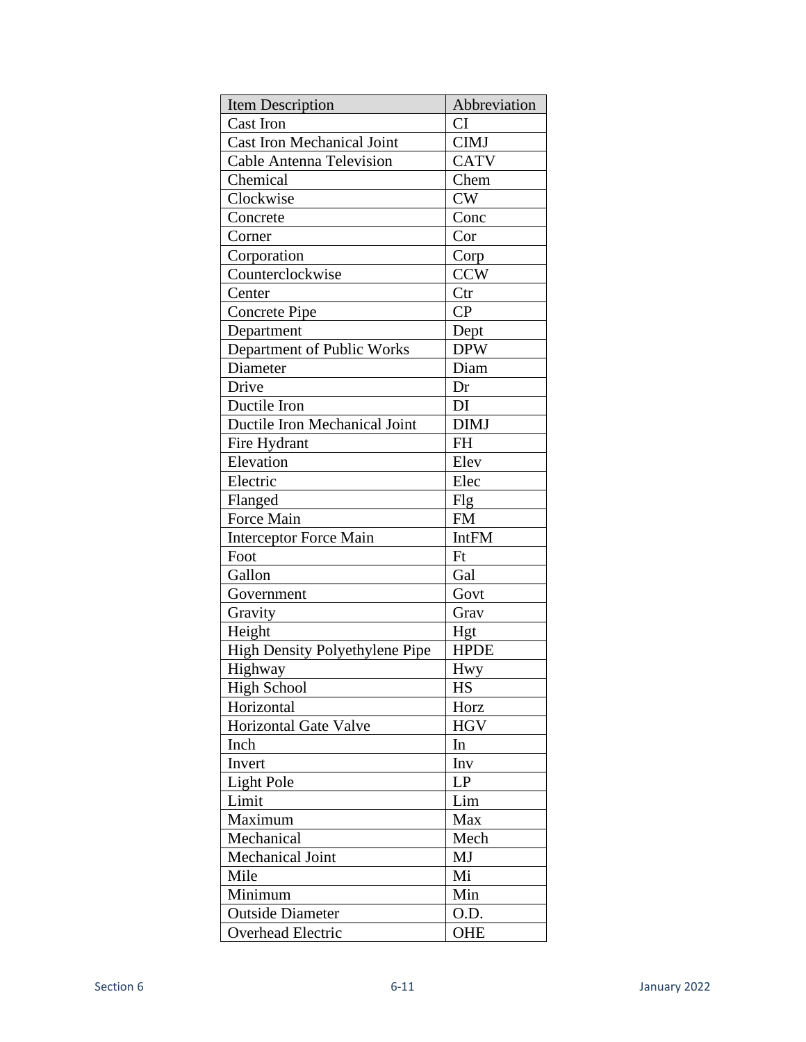| Item Description | Abbreviation |
| --- | --- |
| Cast Iron | CI |
| Cast Iron Mechanical Joint | CIMJ |
| Cable Antenna Television | CATV |
| Chemical | Chem |
| Clockwise | CW |
| Concrete | Conc |
| Corner | Cor |
| Corporation | Corp |
| Counterclockwise | CCW |
| Center | Ctr |
| Concrete Pipe | CP |
| Department | Dept |
| Department of Public Works | DPW |
| Diameter | Diam |
| Drive | Dr |
| Ductile Iron | DI |
| Ductile Iron Mechanical Joint | DIMJ |
| Fire Hydrant | FH |
| Elevation | Elev |
| Electric | Elec |
| Flanged | Flg |
| Force Main | FM |
| Interceptor Force Main | IntFM |
| Foot | Ft |
| Gallon | Gal |
| Government | Govt |
| Gravity | Grav |
| Height | Hgt |
| High Density Polyethylene Pipe | HPDE |
| Highway | Hwy |
| High School | HS |
| Horizontal | Horz |
| Horizontal Gate Valve | HGV |
| Inch | In |
| Invert | Inv |
| Light Pole | LP |
| Limit | Lim |
| Maximum | Max |
| Mechanical | Mech |
| Mechanical Joint | MJ |
| Mile | Mi |
| Minimum | Min |
| Outside Diameter | O.D. |
| Overhead Electric | OHE |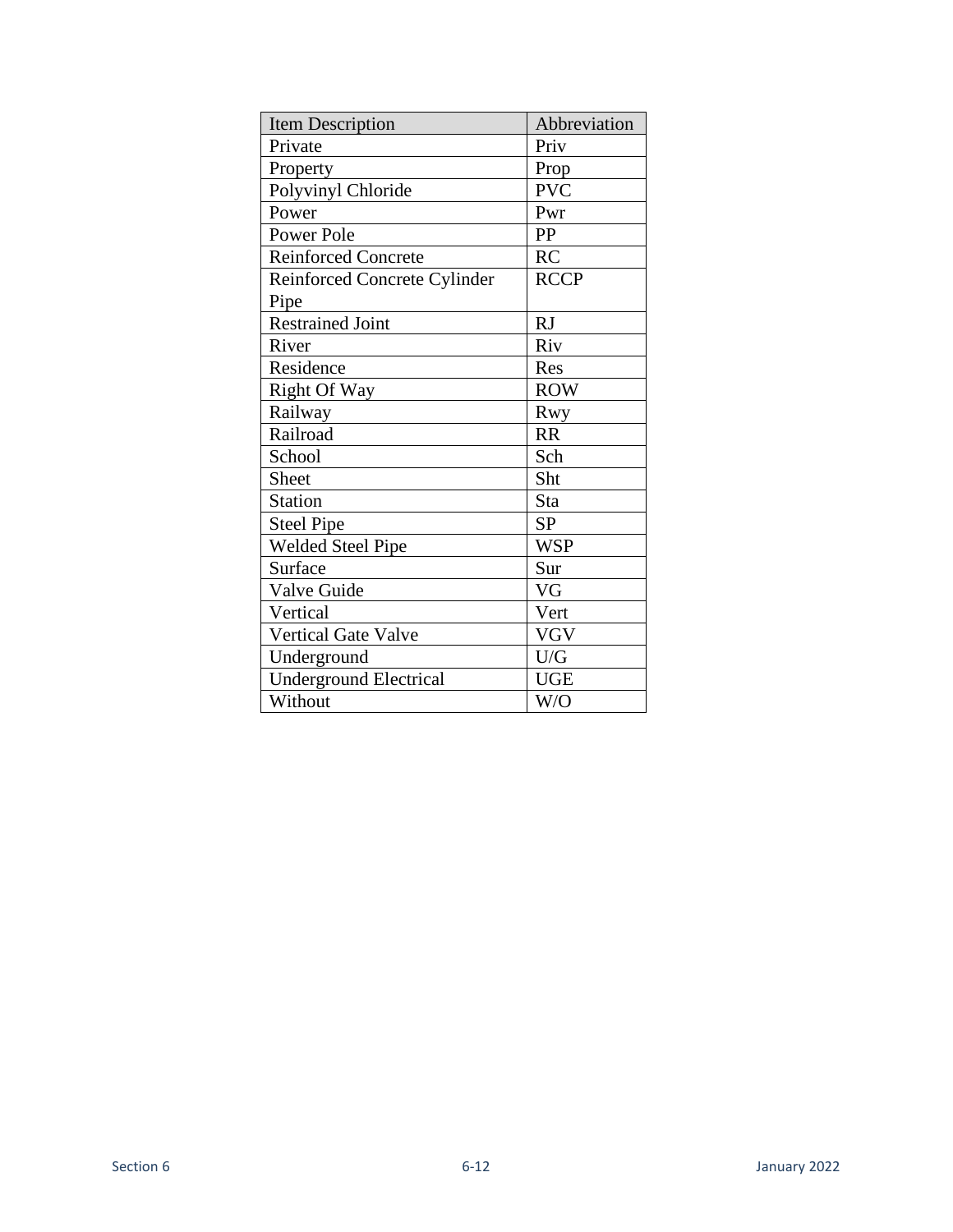| Item Description | Abbreviation |
|---|---|
| Private | Priv |
| Property | Prop |
| Polyvinyl Chloride | PVC |
| Power | Pwr |
| Power Pole | PP |
| Reinforced Concrete | RC |
| Reinforced Concrete Cylinder Pipe | RCCP |
| Restrained Joint | RJ |
| River | Riv |
| Residence | Res |
| Right Of Way | ROW |
| Railway | Rwy |
| Railroad | RR |
| School | Sch |
| Sheet | Sht |
| Station | Sta |
| Steel Pipe | SP |
| Welded Steel Pipe | WSP |
| Surface | Sur |
| Valve Guide | VG |
| Vertical | Vert |
| Vertical Gate Valve | VGV |
| Underground | U/G |
| Underground Electrical | UGE |
| Without | W/O |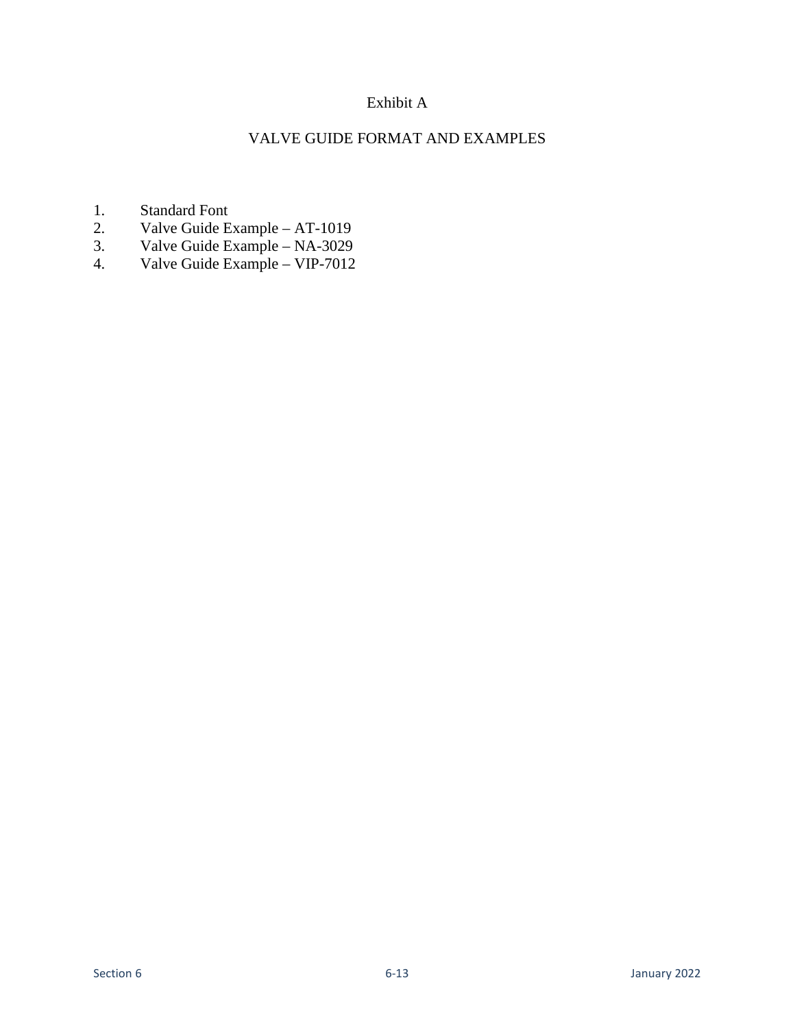# Exhibit A

## VALVE GUIDE FORMAT AND EXAMPLES

1. Standard Font
2. Valve Guide Example – AT-1019
3. Valve Guide Example – NA-3029
4. Valve Guide Example – VIP-7012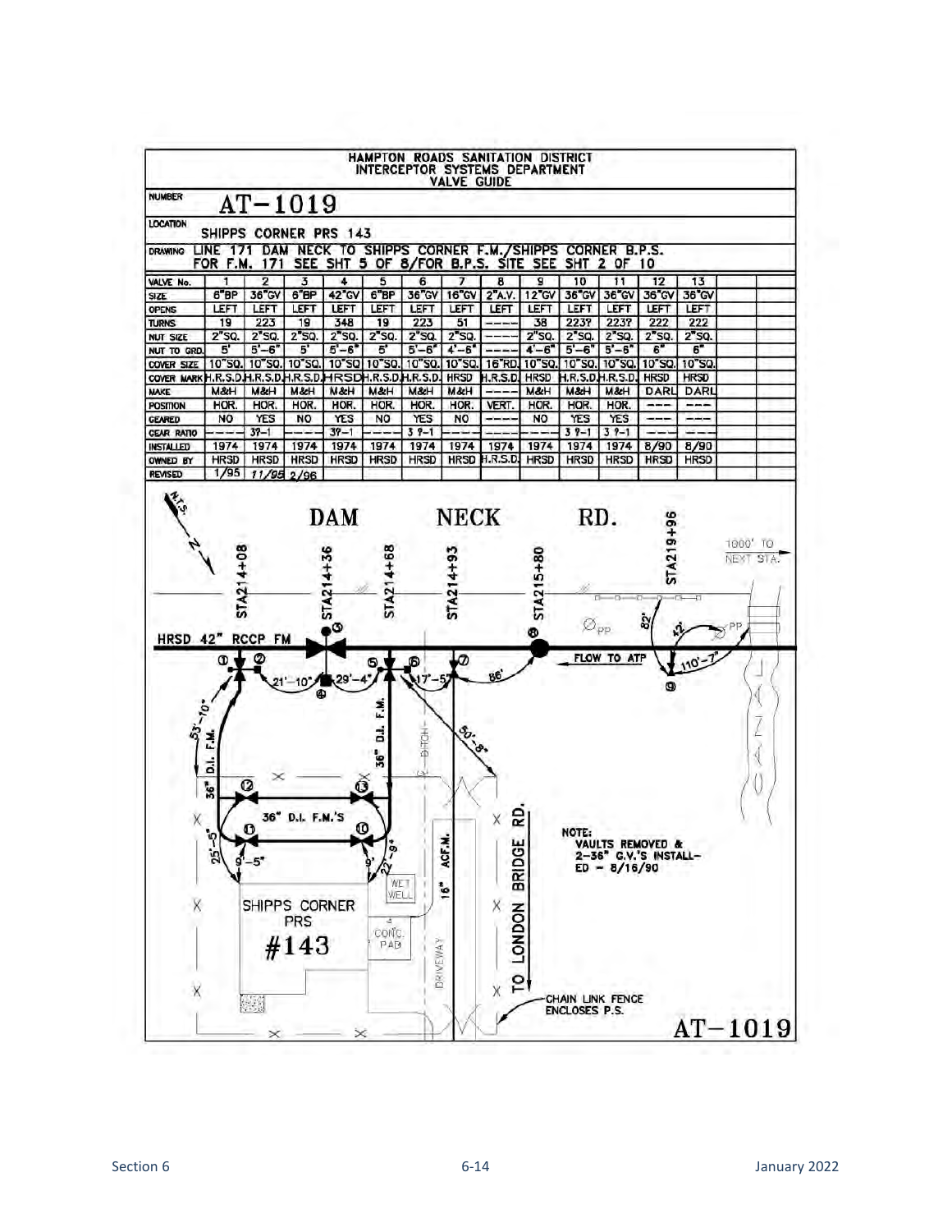# HAMPTON ROADS SANITATION DISTRICT
## INTERCEPTOR SYSTEMS DEPARTMENT
### VALVE GUIDE

**NUMBER** AT-1019

**LOCATION** SHIPPS CORNER PRS 143

**DRAWING** LINE 171 DAM NECK TO SHIPPS CORNER F.M./SHIPPS CORNER B.P.S. FOR F.M. 171 SEE SHT 5 OF 8/FOR B.P.S. SITE SEE SHT 2 OF 10

| VALVE No. | 1 | 2 | 3 | 4 | 5 | 6 | 7 | 8 | 9 | 10 | 11 | 12 | 13 |
|---|---|---|---|---|---|---|---|---|---|---|---|---|---|
| SIZE | 6"BP | 36"GV | 6"BP | 42"GV | 6"BP | 36"GV | 16"GV | 2"A.V. | 12"GV | 36"GV | 36"GV | 36"GV | 36"GV |
| OPENS | LEFT | LEFT | LEFT | LEFT | LEFT | LEFT | LEFT | LEFT | LEFT | LEFT | LEFT | LEFT | LEFT |
| TURNS | 19 | 223 | 19 | 348 | 19 | 223 | 51 | ---- | 38 | 223? | 223? | 222 | 222 |
| NUT SIZE | 2"SQ. | 2"SQ. | 2"SQ. | 2"SQ. | 2"SQ. | 2"SQ. | 2"SQ. | ---- | 2"SQ. | 2"SQ. | 2"SQ. | 2"SQ. | 2"SQ. |
| NUT TO GRD. | 5' | 5'-6" | 5' | 5'-6" | 5' | 5'-6" | 4'-6" | ---- | 4'-6" | 5'-6" | 5'-6" | 6" | 6" |
| COVER SIZE | 10"SQ. | 10"SQ. | 10"SQ. | 10"SQ | 10"SQ. | 10"SQ. | 10"SQ. | 16"RD. | 10"SQ. | 10"SQ. | 10"SQ. | 10"SQ. | 10"SQ. |
| COVER MARK | H.R.S.D. | H.R.S.D. | H.R.S.D. | HRSD | H.R.S.D. | H.R.S.D. | HRSD | H.R.S.D. | HRSD | H.R.S.D. | H.R.S.D. | HRSD | HRSD |
| MAKE | M&H | M&H | M&H | M&H | M&H | M&H | M&H | ---- | M&H | M&H | M&H | DARL | DARL |
| POSITION | HOR. | HOR. | HOR. | HOR. | HOR. | HOR. | HOR. | VERT. | HOR. | HOR. | HOR. | --- | --- |
| GEARED | NO | YES | NO | YES | NO | YES | NO | ---- | NO | YES | YES | --- | --- |
| GEAR RATIO | ---- | 3?-1 | ---- | 3?-1 | ---- | 3 ?-1 | ---- | ---- | ---- | 3 ?-1 | 3 ?-1 | --- | --- |
| INSTALLED | 1974 | 1974 | 1974 | 1974 | 1974 | 1974 | 1974 | 1974 | 1974 | 1974 | 1974 | 8/90 | 8/90 |
| OWNED BY | HRSD | HRSD | HRSD | HRSD | HRSD | HRSD | HRSD | H.R.S.D. | HRSD | HRSD | HRSD | HRSD | HRSD |
| REVISED | 1/95 | 11/95 | 2/96 | | | | | | | | | | |

N.T.S.

DAM NECK RD.

STA214+08, STA214+36, STA214+68, STA214+93, STA215+80, STA219+96

1000' TO NEXT STA.

HRSD 42" RCCP FM

FLOW TO ATP

21'-10", 29'-4", 17'-5", 86', 82', 42', 110'-7", 53'-10", 50'-8", 25'-5", 9'-5", 22'-9", 9'

36" D.I. F.M.

36" D.I. F.M.'S

16" ACF.M.

DITCH

WET WELL

CONC. PAD

DRIVEWAY

SHIPPS CORNER PRS #143

TO LONDON BRIDGE RD.

NOTE: VAULTS REMOVED & 2-36" G.V.'S INSTALLED – 8/16/90

CHAIN LINK FENCE ENCLOSES P.S.

AT-1019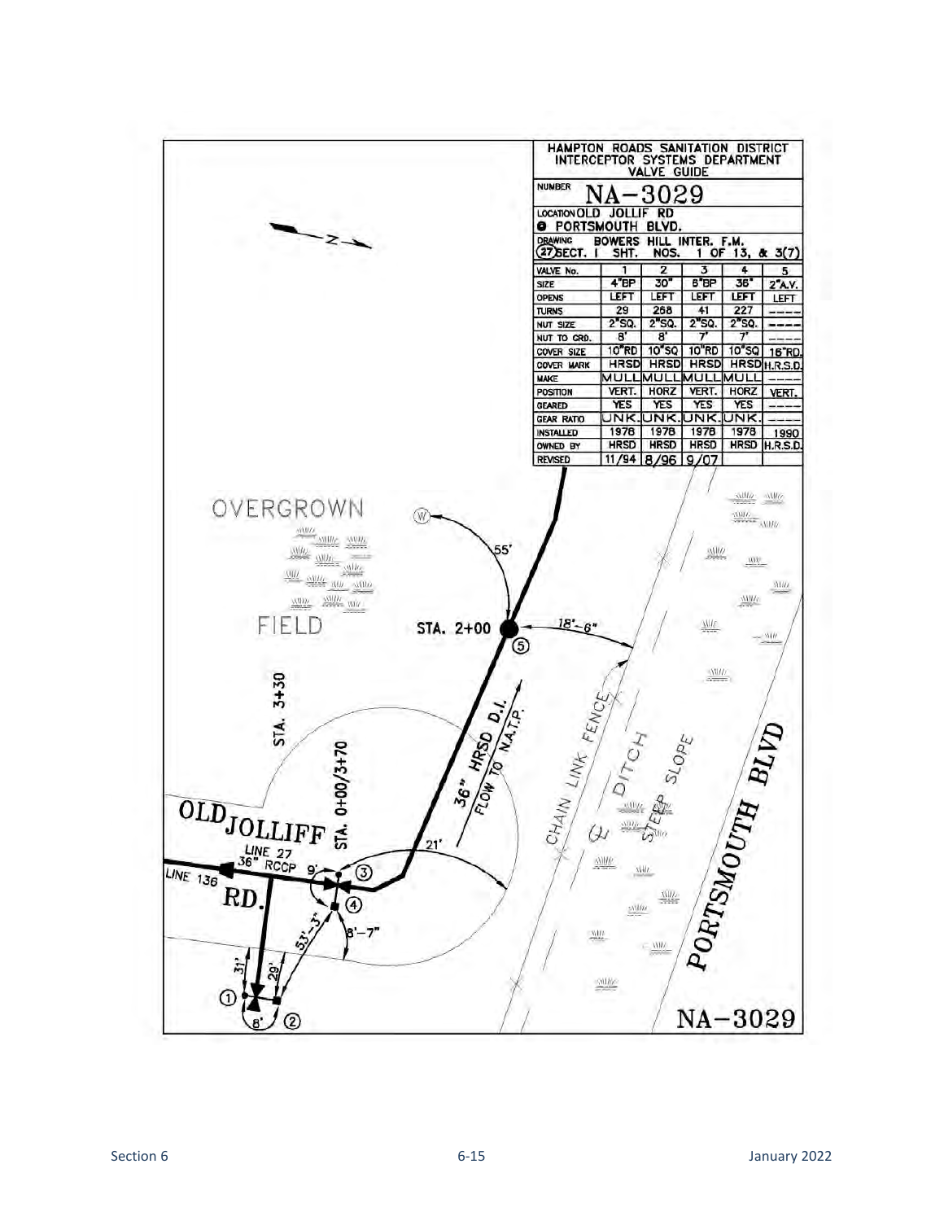**HAMPTON ROADS SANITATION DISTRICT**
**INTERCEPTOR SYSTEMS DEPARTMENT**
**VALVE GUIDE**

NUMBER **NA-3029**

LOCATION OLD JOLLIF RD @ PORTSMOUTH BLVD.

DRAWING (27) SECT. I — BOWERS HILL INTER. F.M. SHT. NOS. 1 OF 13, & 3(7)

| VALVE No. | 1 | 2 | 3 | 4 | 5 |
|---|---|---|---|---|---|
| SIZE | 4"BP | 30" | 6"BP | 36" | 2"A.V. |
| OPENS | LEFT | LEFT | LEFT | LEFT | LEFT |
| TURNS | 29 | 268 | 41 | 227 | ---- |
| NUT SIZE | 2"SQ. | 2"SQ. | 2"SQ. | 2"SQ. | ---- |
| NUT TO GRD. | 8' | 8' | 7' | 7' | ---- |
| COVER SIZE | 10"RD | 10"SQ | 10"RD | 10"SQ | 16"RD. |
| COVER MARK | HRSD | HRSD | HRSD | HRSD | H.R.S.D. |
| MAKE | MULL | MULL | MULL | MULL | ---- |
| POSITION | VERT. | HORZ | VERT. | HORZ | VERT. |
| GEARED | YES | YES | YES | YES | ---- |
| GEAR RATIO | UNK. | UNK. | UNK. | UNK. | ---- |
| INSTALLED | 1978 | 1978 | 1978 | 1978 | 1990 |
| OWNED BY | HRSD | HRSD | HRSD | HRSD | H.R.S.D. |
| REVISED | 11/94 | 8/96 | 9/07 | | |

OVERGROWN FIELD

STA. 2+00

STA. 3+30

STA. 0+00/3+70

36" HRSD D.I. FLOW TO N.A.T.P.

CHAIN LINK FENCE

DITCH

STEEP SLOPE

PORTSMOUTH BLVD

OLD JOLLIFF RD.

LINE 27 36" RCCP

LINE 136

55'  18'-6"  21'  9'  53'-3"  8'-7"  31'  29'  8'

NA-3029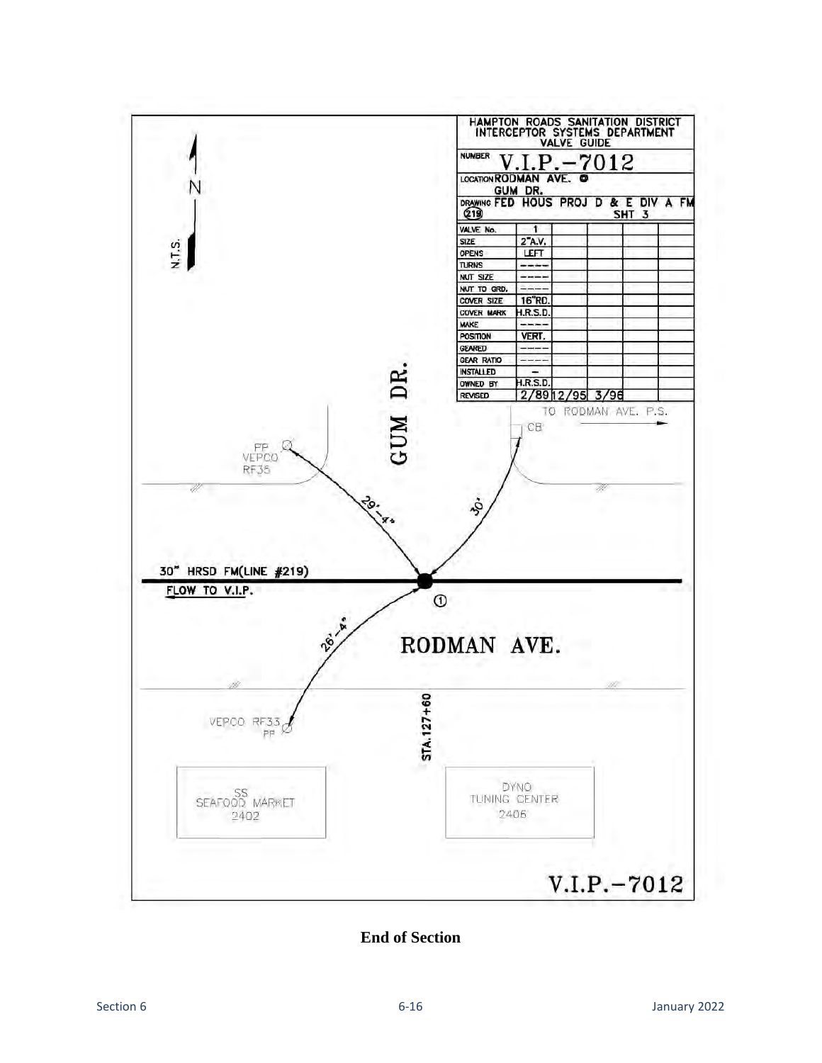**HAMPTON ROADS SANITATION DISTRICT**
**INTERCEPTOR SYSTEMS DEPARTMENT**
**VALVE GUIDE**

**NUMBER** V.I.P.–7012

**LOCATION** RODMAN AVE. @ GUM DR.

**DRAWING** FED HOUS PROJ D & E DIV A FM (219) SHT 3

| | | | | | | |
|---|---|---|---|---|---|---|
| VALVE No. | 1 | | | | | |
| SIZE | 2"A.V. | | | | | |
| OPENS | LEFT | | | | | |
| TURNS | ---- | | | | | |
| NUT SIZE | ---- | | | | | |
| NUT TO GRD. | ---- | | | | | |
| COVER SIZE | 16"RD. | | | | | |
| COVER MARK | H.R.S.D. | | | | | |
| MAKE | ---- | | | | | |
| POSITION | VERT. | | | | | |
| GEARED | ---- | | | | | |
| GEAR RATIO | ---- | | | | | |
| INSTALLED | – | | | | | |
| OWNED BY | H.R.S.D. | | | | | |
| REVISED | 2/89 | 12/95 | 3/96 | | | |

N

N.T.S.

GUM DR.

TO RODMAN AVE. P.S.

CB

PP VEPCO RF35

29'-4"

30'

30" HRSD FM(LINE #219)

FLOW TO V.I.P.

①

26'-4"

RODMAN AVE.

VEPCO RF33 PP

STA.127+60

SS SEAFOOD MARKET 2402

DYNO TUNING CENTER 2406

V.I.P.–7012

**End of Section**